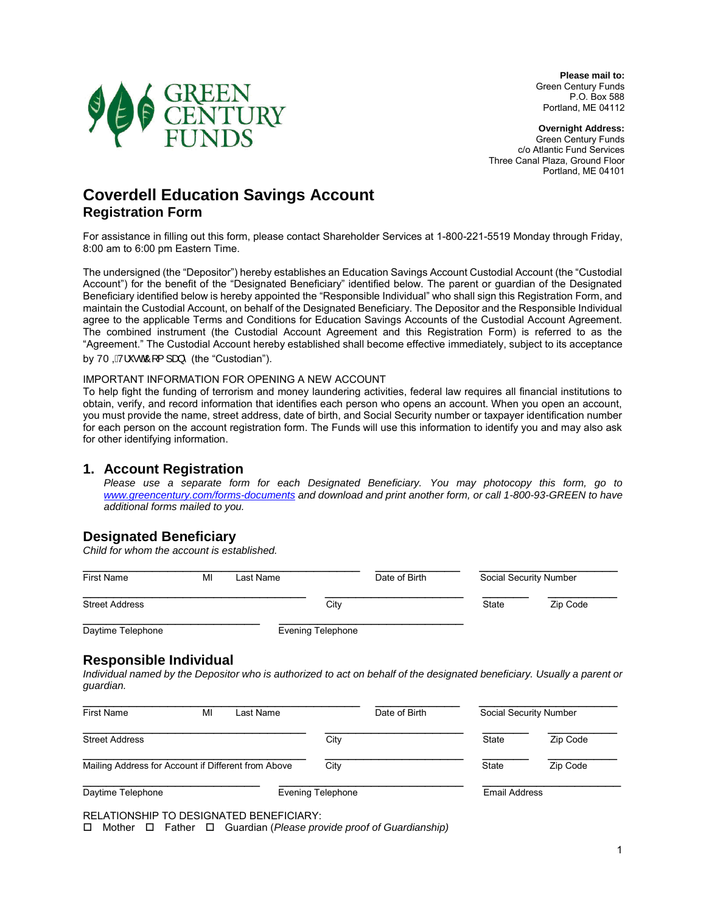GREEN CENTURY FUNDS

**Please mail to:**
Green Century Funds
P.O. Box 588
Portland, ME 04112

**Overnight Address:**
Green Century Funds
c/o Atlantic Fund Services
Three Canal Plaza, Ground Floor
Portland, ME 04101

# Coverdell Education Savings Account

## Registration Form

For assistance in filling out this form, please contact Shareholder Services at 1-800-221-5519 Monday through Friday, 8:00 am to 6:00 pm Eastern Time.

The undersigned (the "Depositor") hereby establishes an Education Savings Account Custodial Account (the "Custodial Account") for the benefit of the "Designated Beneficiary" identified below. The parent or guardian of the Designated Beneficiary identified below is hereby appointed the "Responsible Individual" who shall sign this Registration Form, and maintain the Custodial Account, on behalf of the Designated Beneficiary. The Depositor and the Responsible Individual agree to the applicable Terms and Conditions for Education Savings Accounts of the Custodial Account Agreement. The combined instrument (the Custodial Account Agreement and this Registration Form) is referred to as the "Agreement." The Custodial Account hereby established shall become effective immediately, subject to its acceptance by 70 ,7UXVW&RPSDQ\ (the "Custodian").

IMPORTANT INFORMATION FOR OPENING A NEW ACCOUNT
To help fight the funding of terrorism and money laundering activities, federal law requires all financial institutions to obtain, verify, and record information that identifies each person who opens an account. When you open an account, you must provide the name, street address, date of birth, and Social Security number or taxpayer identification number for each person on the account registration form. The Funds will use this information to identify you and may also ask for other identifying information.

## 1. Account Registration

*Please use a separate form for each Designated Beneficiary. You may photocopy this form, go to [www.greencentury.com/forms-documents](www.greencentury.com/forms-documents) and download and print another form, or call 1-800-93-GREEN to have additional forms mailed to you.*

### Designated Beneficiary

*Child for whom the account is established.*

First Name ______ MI ______ Last Name ______ Date of Birth ______ Social Security Number ______

Street Address ______ City ______ State ______ Zip Code ______

Daytime Telephone ______ Evening Telephone ______

### Responsible Individual

*Individual named by the Depositor who is authorized to act on behalf of the designated beneficiary. Usually a parent or guardian.*

First Name ______ MI ______ Last Name ______ Date of Birth ______ Social Security Number ______

Street Address ______ City ______ State ______ Zip Code ______

Mailing Address for Account if Different from Above ______ City ______ State ______ Zip Code ______

Daytime Telephone ______ Evening Telephone ______ Email Address ______

RELATIONSHIP TO DESIGNATED BENEFICIARY:
☐ Mother ☐ Father ☐ Guardian (*Please provide proof of Guardianship)*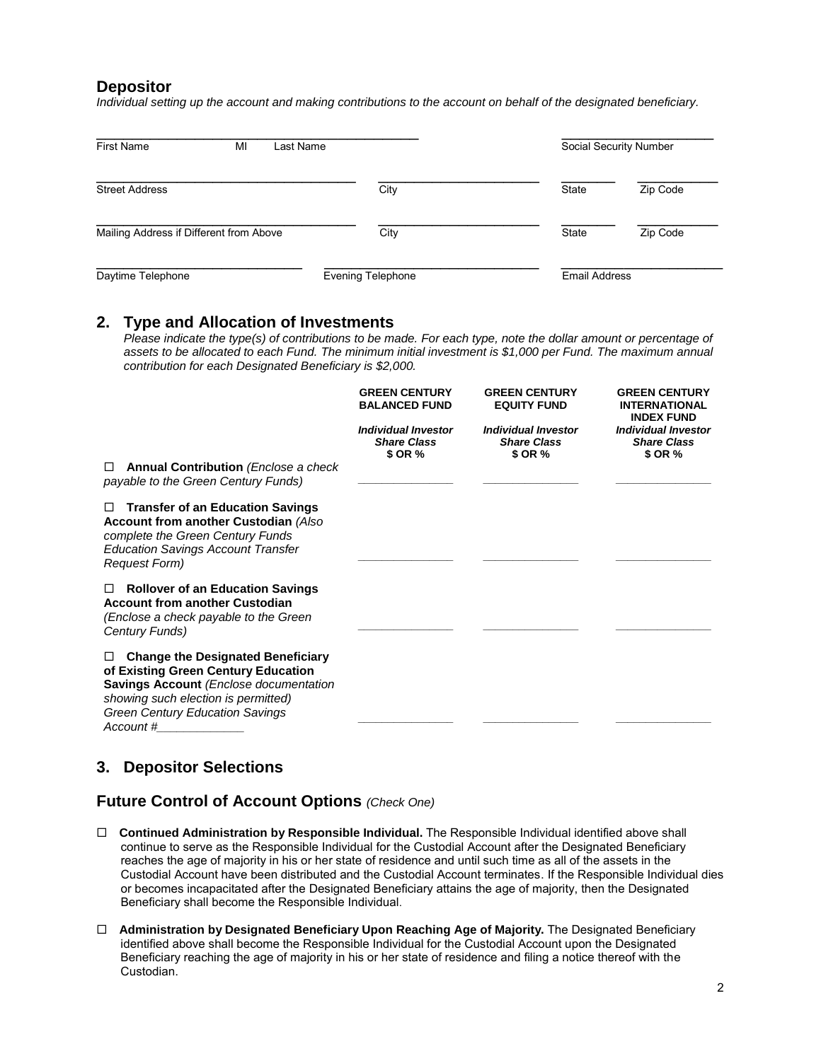## Depositor

*Individual setting up the account and making contributions to the account on behalf of the designated beneficiary.*

| | | |
|---|---|---|
| First Name MI Last Name | | Social Security Number |
| Street Address | City | State Zip Code |
| Mailing Address if Different from Above | City | State Zip Code |
| Daytime Telephone | Evening Telephone | Email Address |

## 2. Type and Allocation of Investments

*Please indicate the type(s) of contributions to be made. For each type, note the dollar amount or percentage of assets to be allocated to each Fund. The minimum initial investment is $1,000 per Fund. The maximum annual contribution for each Designated Beneficiary is $2,000.*

| | **GREEN CENTURY BALANCED FUND** *Individual Investor Share Class* **$ OR %** | **GREEN CENTURY EQUITY FUND** *Individual Investor Share Class* **$ OR %** | **GREEN CENTURY INTERNATIONAL INDEX FUND** *Individual Investor Share Class* **$ OR %** |
|---|---|---|---|
| ☐ **Annual Contribution** *(Enclose a check payable to the Green Century Funds)* | ______________ | ______________ | ______________ |
| ☐ **Transfer of an Education Savings Account from another Custodian** *(Also complete the Green Century Funds Education Savings Account Transfer Request Form)* | ______________ | ______________ | ______________ |
| ☐ **Rollover of an Education Savings Account from another Custodian** *(Enclose a check payable to the Green Century Funds)* | ______________ | ______________ | ______________ |
| ☐ **Change the Designated Beneficiary of Existing Green Century Education Savings Account** *(Enclose documentation showing such election is permitted) Green Century Education Savings Account #_____________* | ______________ | ______________ | ______________ |

## 3. Depositor Selections

## Future Control of Account Options *(Check One)*

☐ **Continued Administration by Responsible Individual.** The Responsible Individual identified above shall continue to serve as the Responsible Individual for the Custodial Account after the Designated Beneficiary reaches the age of majority in his or her state of residence and until such time as all of the assets in the Custodial Account have been distributed and the Custodial Account terminates. If the Responsible Individual dies or becomes incapacitated after the Designated Beneficiary attains the age of majority, then the Designated Beneficiary shall become the Responsible Individual.

☐ **Administration by Designated Beneficiary Upon Reaching Age of Majority.** The Designated Beneficiary identified above shall become the Responsible Individual for the Custodial Account upon the Designated Beneficiary reaching the age of majority in his or her state of residence and filing a notice thereof with the Custodian.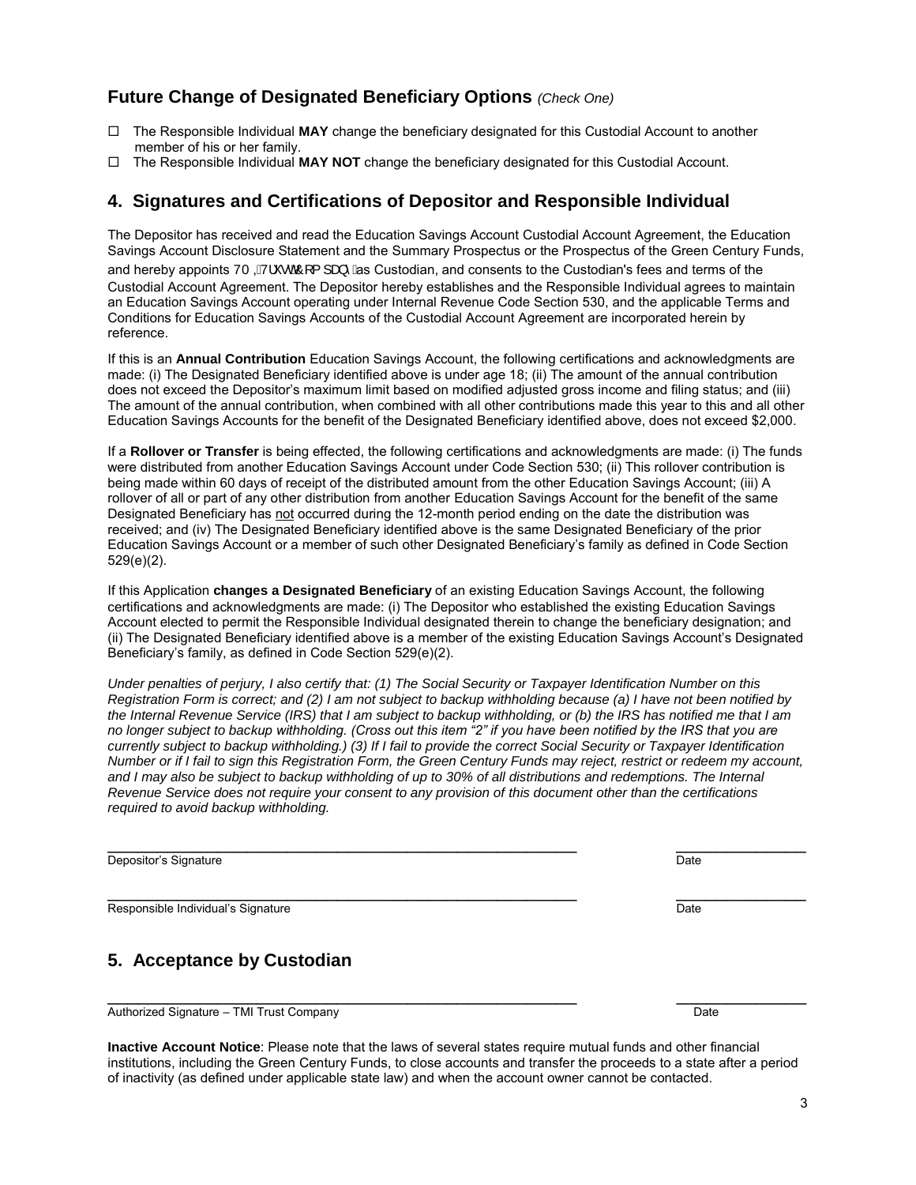## Future Change of Designated Beneficiary Options *(Check One)*

- ☐ The Responsible Individual **MAY** change the beneficiary designated for this Custodial Account to another member of his or her family.
- ☐ The Responsible Individual **MAY NOT** change the beneficiary designated for this Custodial Account.

## 4. Signatures and Certifications of Depositor and Responsible Individual

The Depositor has received and read the Education Savings Account Custodial Account Agreement, the Education Savings Account Disclosure Statement and the Summary Prospectus or the Prospectus of the Green Century Funds, and hereby appoints TMI Trust Company as Custodian, and consents to the Custodian's fees and terms of the Custodial Account Agreement. The Depositor hereby establishes and the Responsible Individual agrees to maintain an Education Savings Account operating under Internal Revenue Code Section 530, and the applicable Terms and Conditions for Education Savings Accounts of the Custodial Account Agreement are incorporated herein by reference.

If this is an **Annual Contribution** Education Savings Account, the following certifications and acknowledgments are made: (i) The Designated Beneficiary identified above is under age 18; (ii) The amount of the annual contribution does not exceed the Depositor's maximum limit based on modified adjusted gross income and filing status; and (iii) The amount of the annual contribution, when combined with all other contributions made this year to this and all other Education Savings Accounts for the benefit of the Designated Beneficiary identified above, does not exceed $2,000.

If a **Rollover or Transfer** is being effected, the following certifications and acknowledgments are made: (i) The funds were distributed from another Education Savings Account under Code Section 530; (ii) This rollover contribution is being made within 60 days of receipt of the distributed amount from the other Education Savings Account; (iii) A rollover of all or part of any other distribution from another Education Savings Account for the benefit of the same Designated Beneficiary has not occurred during the 12-month period ending on the date the distribution was received; and (iv) The Designated Beneficiary identified above is the same Designated Beneficiary of the prior Education Savings Account or a member of such other Designated Beneficiary's family as defined in Code Section 529(e)(2).

If this Application **changes a Designated Beneficiary** of an existing Education Savings Account, the following certifications and acknowledgments are made: (i) The Depositor who established the existing Education Savings Account elected to permit the Responsible Individual designated therein to change the beneficiary designation; and (ii) The Designated Beneficiary identified above is a member of the existing Education Savings Account's Designated Beneficiary's family, as defined in Code Section 529(e)(2).

*Under penalties of perjury, I also certify that: (1) The Social Security or Taxpayer Identification Number on this Registration Form is correct; and (2) I am not subject to backup withholding because (a) I have not been notified by the Internal Revenue Service (IRS) that I am subject to backup withholding, or (b) the IRS has notified me that I am no longer subject to backup withholding. (Cross out this item "2" if you have been notified by the IRS that you are currently subject to backup withholding.) (3) If I fail to provide the correct Social Security or Taxpayer Identification Number or if I fail to sign this Registration Form, the Green Century Funds may reject, restrict or redeem my account, and I may also be subject to backup withholding of up to 30% of all distributions and redemptions. The Internal Revenue Service does not require your consent to any provision of this document other than the certifications required to avoid backup withholding.*

\_\_\_\_\_\_\_\_\_\_\_\_\_\_\_\_\_\_\_\_\_\_\_\_\_\_\_\_\_\_\_\_\_\_\_\_\_\_\_\_\_\_\_\_ \_\_\_\_\_\_\_\_\_\_\_\_\_\_\_
Depositor's Signature Date

\_\_\_\_\_\_\_\_\_\_\_\_\_\_\_\_\_\_\_\_\_\_\_\_\_\_\_\_\_\_\_\_\_\_\_\_\_\_\_\_\_\_\_\_ \_\_\_\_\_\_\_\_\_\_\_\_\_\_\_
Responsible Individual's Signature Date

## 5. Acceptance by Custodian

\_\_\_\_\_\_\_\_\_\_\_\_\_\_\_\_\_\_\_\_\_\_\_\_\_\_\_\_\_\_\_\_\_\_\_\_\_\_\_\_\_\_\_\_ \_\_\_\_\_\_\_\_\_\_\_\_\_\_\_
Authorized Signature – TMI Trust Company Date

**Inactive Account Notice**: Please note that the laws of several states require mutual funds and other financial institutions, including the Green Century Funds, to close accounts and transfer the proceeds to a state after a period of inactivity (as defined under applicable state law) and when the account owner cannot be contacted.